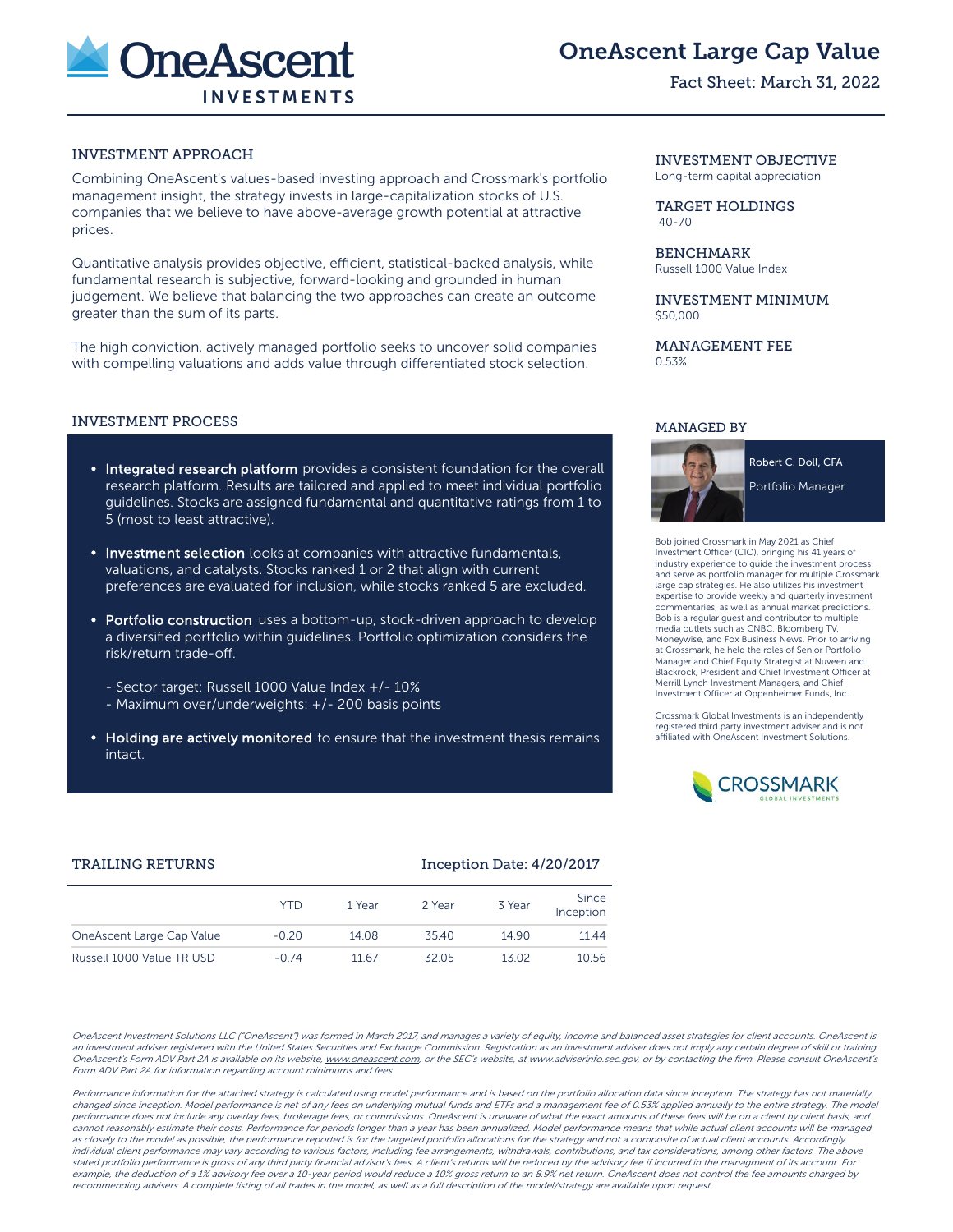# OneAscent Large Cap Value

Fact Sheet: March 31, 2022

## INVESTMENT APPROACH

Combining OneAscent's values-based investing approach and Crossmark's portfolio management insight, the strategy invests in large-capitalization stocks of U.S. companies that we believe to have above-average growth potential at attractive prices.

Quantitative analysis provides objective, efficient, statistical-backed analysis, while fundamental research is subjective, forward-looking and grounded in human judgement. We believe that balancing the two approaches can create an outcome greater than the sum of its parts.

The high conviction, actively managed portfolio seeks to uncover solid companies with compelling valuations and adds value through differentiated stock selection.

## INVESTMENT PROCESS

- **Integrated research platform** provides a consistent foundation for the overall research platform. Results are tailored and applied to meet individual portfolio guidelines. Stocks are assigned fundamental and quantitative ratings from 1 to 5 (most to least attractive).
- **Investment selection** looks at companies with attractive fundamentals, valuations, and catalysts. Stocks ranked 1 or 2 that align with current preferences are evaluated for inclusion, while stocks ranked 5 are excluded.
- **Portfolio construction** uses a bottom-up, stock-driven approach to develop a diversified portfolio within guidelines. Portfolio optimization considers the risk/return trade-off.
  - Sector target: Russell 1000 Value Index +/- 10%
  - Maximum over/underweights: +/- 200 basis points
- **Holding are actively monitored** to ensure that the investment thesis remains intact.

## INVESTMENT OBJECTIVE

Long-term capital appreciation

## TARGET HOLDINGS

40-70

## BENCHMARK

Russell 1000 Value Index

## INVESTMENT MINIMUM

$50,000

## MANAGEMENT FEE

0.53%

## MANAGED BY

Robert C. Doll, CFA

Portfolio Manager

Bob joined Crossmark in May 2021 as Chief Investment Officer (CIO), bringing his 41 years of industry experience to guide the investment process and serve as portfolio manager for multiple Crossmark large cap strategies. He also utilizes his investment expertise to provide weekly and quarterly investment commentaries, as well as annual market predictions. Bob is a regular guest and contributor to multiple media outlets such as CNBC, Bloomberg TV, Moneywise, and Fox Business News. Prior to arriving at Crossmark, he held the roles of Senior Portfolio Manager and Chief Equity Strategist at Nuveen and Blackrock, President and Chief Investment Officer at Merrill Lynch Investment Managers, and Chief Investment Officer at Oppenheimer Funds, Inc.

Crossmark Global Investments is an independently registered third party investment adviser and is not affiliated with OneAscent Investment Solutions.

## TRAILING RETURNS

Inception Date: 4/20/2017

| | YTD | 1 Year | 2 Year | 3 Year | Since Inception |
|---|---|---|---|---|---|
| OneAscent Large Cap Value | -0.20 | 14.08 | 35.40 | 14.90 | 11.44 |
| Russell 1000 Value TR USD | -0.74 | 11.67 | 32.05 | 13.02 | 10.56 |

*OneAscent Investment Solutions LLC ("OneAscent") was formed in March 2017, and manages a variety of equity, income and balanced asset strategies for client accounts. OneAscent is an investment adviser registered with the United States Securities and Exchange Commission. Registration as an investment adviser does not imply any certain degree of skill or training. OneAscent's Form ADV Part 2A is available on its website, www.oneascent.com, or the SEC's website, at www.adviserinfo.sec.gov, or by contacting the firm. Please consult OneAscent's Form ADV Part 2A for information regarding account minimums and fees.*

*Performance information for the attached strategy is calculated using model performance and is based on the portfolio allocation data since inception. The strategy has not materially changed since inception. Model performance is net of any fees on underlying mutual funds and ETFs and a management fee of 0.53% applied annually to the entire strategy. The model performance does not include any overlay fees, brokerage fees, or commissions. OneAscent is unaware of what the exact amounts of these fees will be on a client by client basis, and cannot reasonably estimate their costs. Performance for periods longer than a year has been annualized. Model performance means that while actual client accounts will be managed as closely to the model as possible, the performance reported is for the targeted portfolio allocations for the strategy and not a composite of actual client accounts. Accordingly, individual client performance may vary according to various factors, including fee arrangements, withdrawals, contributions, and tax considerations, among other factors. The above stated portfolio performance is gross of any third party financial advisor's fees. A client's returns will be reduced by the advisory fee if incurred in the managment of its account. For example, the deduction of a 1% advisory fee over a 10-year period would reduce a 10% gross return to an 8.9% net return. OneAscent does not control the fee amounts charged by recommending advisers. A complete listing of all trades in the model, as well as a full description of the model/strategy are available upon request.*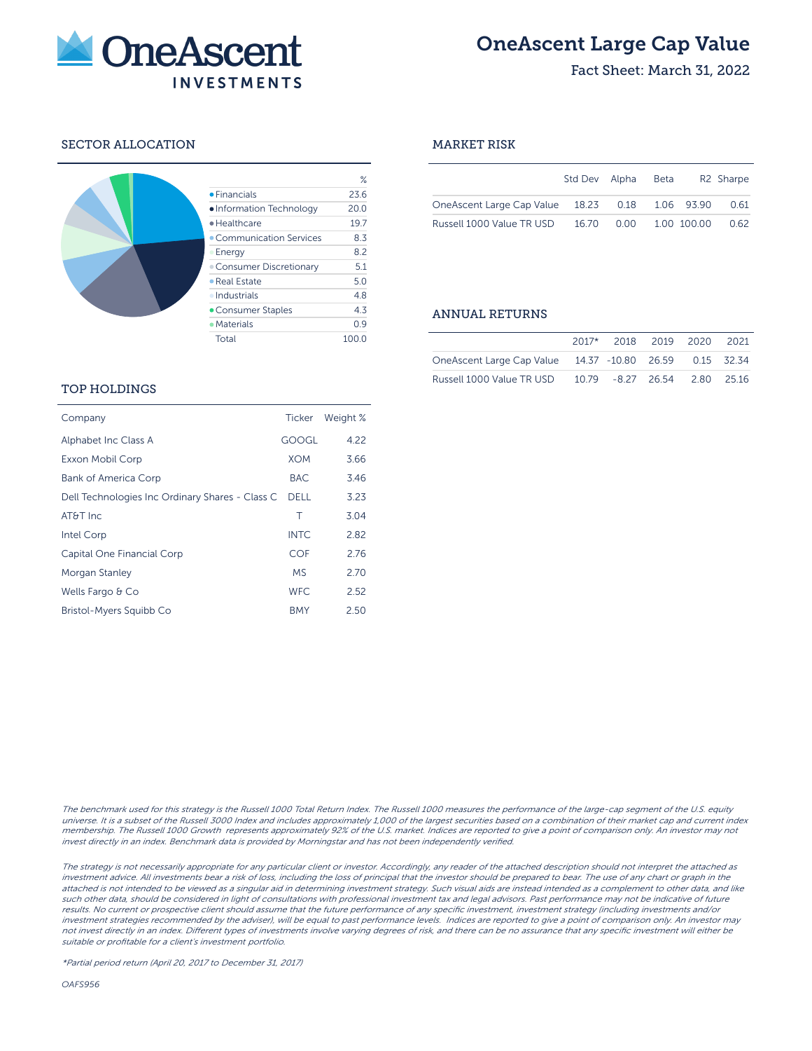# OneAscent Large Cap Value

Fact Sheet: March 31, 2022

## SECTOR ALLOCATION

| | % |
|---|---|
| Financials | 23.6 |
| Information Technology | 20.0 |
| Healthcare | 19.7 |
| Communication Services | 8.3 |
| Energy | 8.2 |
| Consumer Discretionary | 5.1 |
| Real Estate | 5.0 |
| Industrials | 4.8 |
| Consumer Staples | 4.3 |
| Materials | 0.9 |
| Total | 100.0 |

## MARKET RISK

| | Std Dev | Alpha | Beta | R2 | Sharpe |
|---|---|---|---|---|---|
| OneAscent Large Cap Value | 18.23 | 0.18 | 1.06 | 93.90 | 0.61 |
| Russell 1000 Value TR USD | 16.70 | 0.00 | 1.00 | 100.00 | 0.62 |

## ANNUAL RETURNS

| | 2017* | 2018 | 2019 | 2020 | 2021 |
|---|---|---|---|---|---|
| OneAscent Large Cap Value | 14.37 | -10.80 | 26.59 | 0.15 | 32.34 |
| Russell 1000 Value TR USD | 10.79 | -8.27 | 26.54 | 2.80 | 25.16 |

## TOP HOLDINGS

| Company | Ticker | Weight % |
|---|---|---|
| Alphabet Inc Class A | GOOGL | 4.22 |
| Exxon Mobil Corp | XOM | 3.66 |
| Bank of America Corp | BAC | 3.46 |
| Dell Technologies Inc Ordinary Shares - Class C | DELL | 3.23 |
| AT&T Inc | T | 3.04 |
| Intel Corp | INTC | 2.82 |
| Capital One Financial Corp | COF | 2.76 |
| Morgan Stanley | MS | 2.70 |
| Wells Fargo & Co | WFC | 2.52 |
| Bristol-Myers Squibb Co | BMY | 2.50 |

*The benchmark used for this strategy is the Russell 1000 Total Return Index. The Russell 1000 measures the performance of the large-cap segment of the U.S. equity universe. It is a subset of the Russell 3000 Index and includes approximately 1,000 of the largest securities based on a combination of their market cap and current index membership. The Russell 1000 Growth represents approximately 92% of the U.S. market. Indices are reported to give a point of comparison only. An investor may not invest directly in an index. Benchmark data is provided by Morningstar and has not been independently verified.*

*The strategy is not necessarily appropriate for any particular client or investor. Accordingly, any reader of the attached description should not interpret the attached as investment advice. All investments bear a risk of loss, including the loss of principal that the investor should be prepared to bear. The use of any chart or graph in the attached is not intended to be viewed as a singular aid in determining investment strategy. Such visual aids are instead intended as a complement to other data, and like such other data, should be considered in light of consultations with professional investment tax and legal advisors. Past performance may not be indicative of future results. No current or prospective client should assume that the future performance of any specific investment, investment strategy (including investments and/or investment strategies recommended by the adviser), will be equal to past performance levels. Indices are reported to give a point of comparison only. An investor may not invest directly in an index. Different types of investments involve varying degrees of risk, and there can be no assurance that any specific investment will either be suitable or profitable for a client's investment portfolio.*

*\*Partial period return (April 20, 2017 to December 31, 2017)*

*OAFS956*